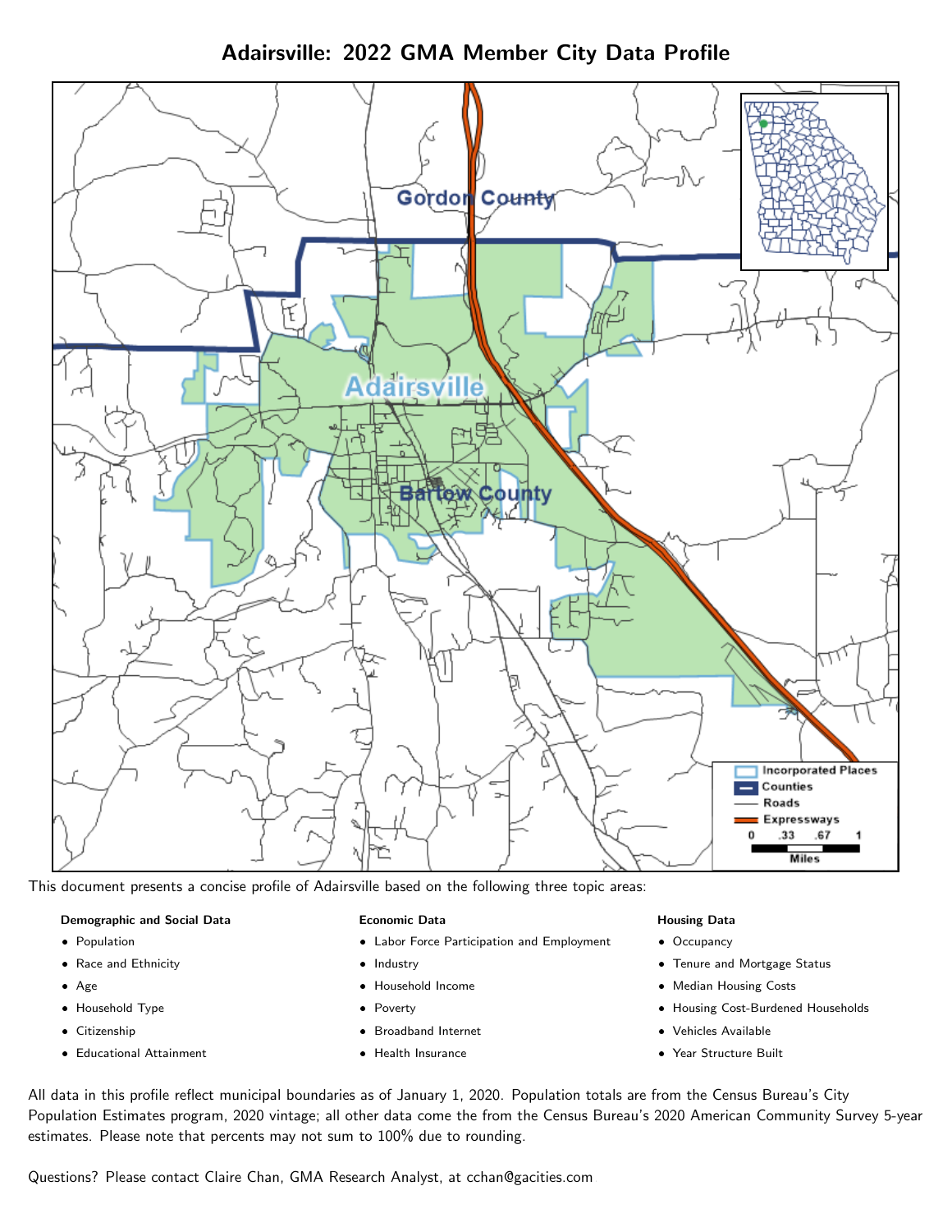# Adairsville: 2022 GMA Member City Data Profile

This document presents a concise profile of Adairsville based on the following three topic areas:

**Demographic and Social Data**

- Population
- Race and Ethnicity
- Age
- Household Type
- Citizenship
- Educational Attainment

**Economic Data**

- Labor Force Participation and Employment
- Industry
- Household Income
- Poverty
- Broadband Internet
- Health Insurance

**Housing Data**

- Occupancy
- Tenure and Mortgage Status
- Median Housing Costs
- Housing Cost-Burdened Households
- Vehicles Available
- Year Structure Built

All data in this profile reflect municipal boundaries as of January 1, 2020. Population totals are from the Census Bureau's City Population Estimates program, 2020 vintage; all other data come the from the Census Bureau's 2020 American Community Survey 5-year estimates. Please note that percents may not sum to 100% due to rounding.

Questions? Please contact Claire Chan, GMA Research Analyst, at cchan@gacities.com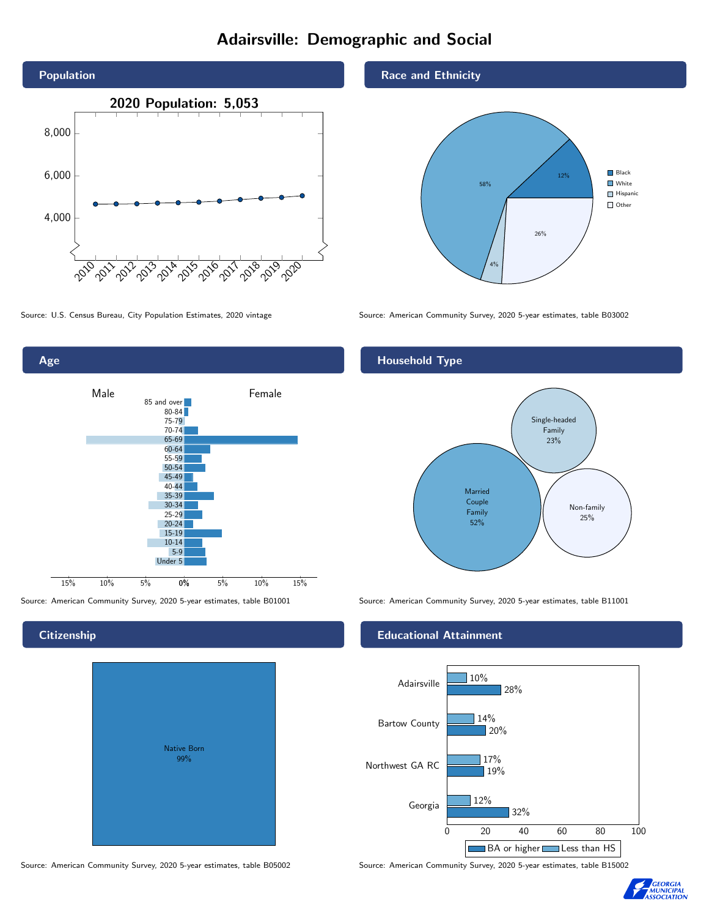# Adairsville: Demographic and Social

## Population

2020 Population: 5,053

Source: U.S. Census Bureau, City Population Estimates, 2020 vintage

## Race and Ethnicity

| Group | Share |
| --- | --- |
| Black | 12% |
| White | 58% |
| Hispanic | 4% |
| Other | 26% |

Source: American Community Survey, 2020 5-year estimates, table B03002

## Age

Source: American Community Survey, 2020 5-year estimates, table B01001

## Household Type

| Type | Share |
| --- | --- |
| Married Couple Family | 52% |
| Single-headed Family | 23% |
| Non-family | 25% |

Source: American Community Survey, 2020 5-year estimates, table B11001

## Citizenship

Native Born 99%

Source: American Community Survey, 2020 5-year estimates, table B05002

## Educational Attainment

| Area | Less than HS | BA or higher |
| --- | --- | --- |
| Adairsville | 10% | 28% |
| Bartow County | 14% | 20% |
| Northwest GA RC | 17% | 19% |
| Georgia | 12% | 32% |

Source: American Community Survey, 2020 5-year estimates, table B15002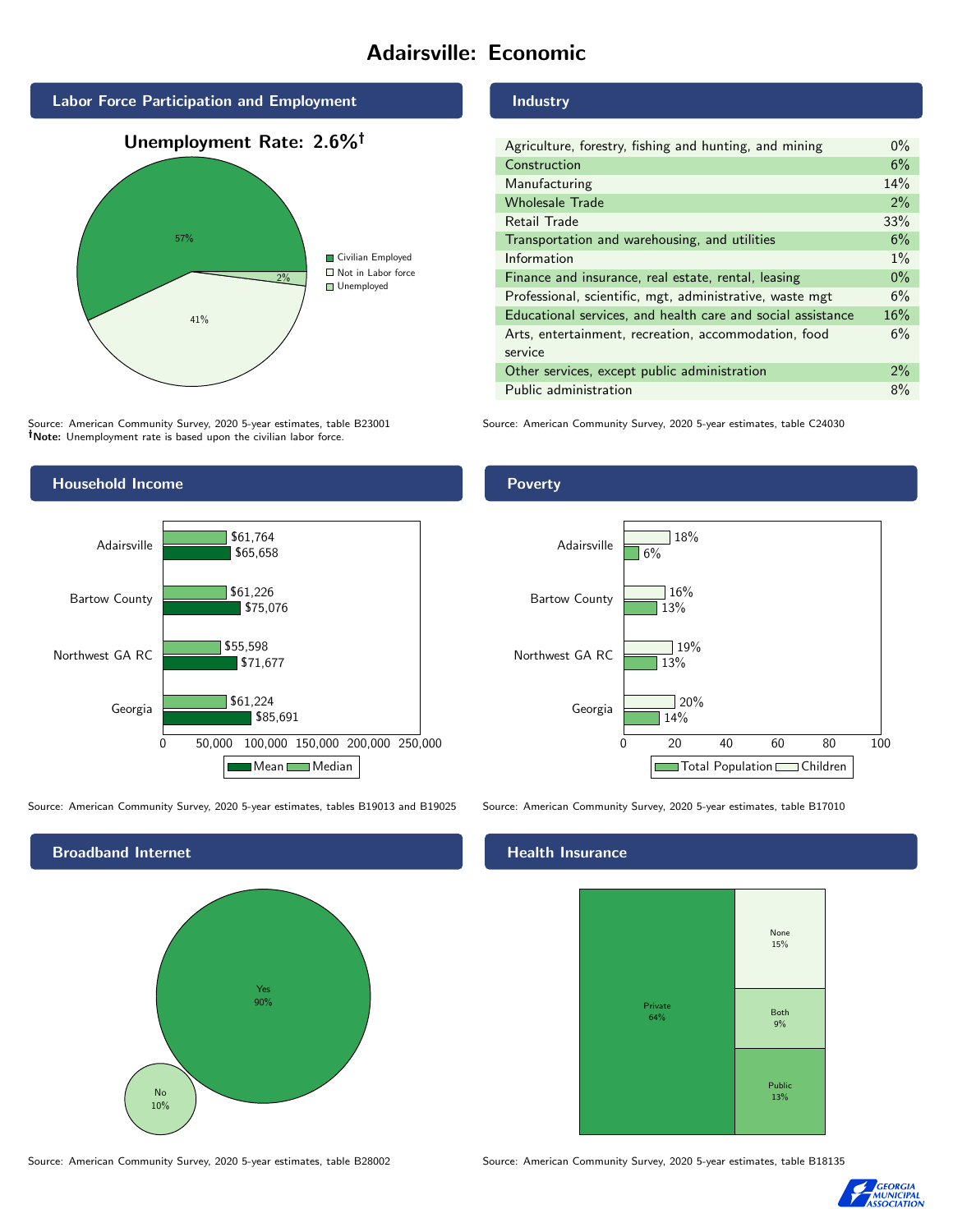# Adairsville: Economic

## Labor Force Participation and Employment

**Unemployment Rate: 2.6%†**

| Category | Percent |
|---|---|
| Civilian Employed | 57% |
| Not in Labor force | 41% |
| Unemployed | 2% |

Source: American Community Survey, 2020 5-year estimates, table B23001
**†Note:** Unemployment rate is based upon the civilian labor force.

## Industry

| Industry | Percent |
|---|---|
| Agriculture, forestry, fishing and hunting, and mining | 0% |
| Construction | 6% |
| Manufacturing | 14% |
| Wholesale Trade | 2% |
| Retail Trade | 33% |
| Transportation and warehousing, and utilities | 6% |
| Information | 1% |
| Finance and insurance, real estate, rental, leasing | 0% |
| Professional, scientific, mgt, administrative, waste mgt | 6% |
| Educational services, and health care and social assistance | 16% |
| Arts, entertainment, recreation, accommodation, food service | 6% |
| Other services, except public administration | 2% |
| Public administration | 8% |

Source: American Community Survey, 2020 5-year estimates, table C24030

## Household Income

| | Median | Mean |
|---|---|---|
| Adairsville | $61,764 | $65,658 |
| Bartow County | $61,226 | $75,076 |
| Northwest GA RC | $55,598 | $71,677 |
| Georgia | $61,224 | $85,691 |

Source: American Community Survey, 2020 5-year estimates, tables B19013 and B19025

## Poverty

| | Children | Total Population |
|---|---|---|
| Adairsville | 18% | 6% |
| Bartow County | 16% | 13% |
| Northwest GA RC | 19% | 13% |
| Georgia | 20% | 14% |

Source: American Community Survey, 2020 5-year estimates, table B17010

## Broadband Internet

| Response | Percent |
|---|---|
| Yes | 90% |
| No | 10% |

Source: American Community Survey, 2020 5-year estimates, table B28002

## Health Insurance

| Type | Percent |
|---|---|
| Private | 64% |
| None | 15% |
| Both | 9% |
| Public | 13% |

Source: American Community Survey, 2020 5-year estimates, table B18135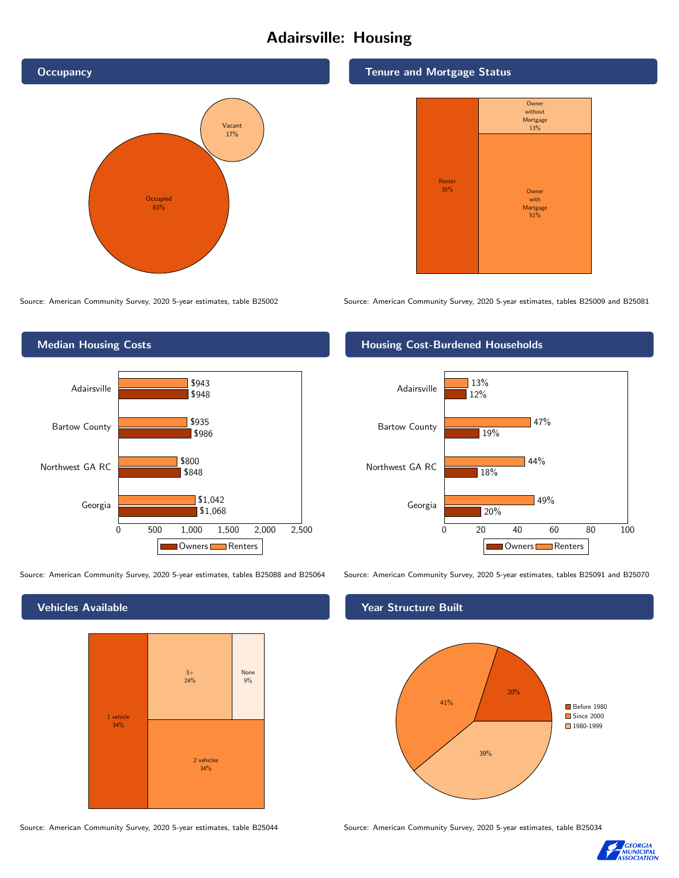# Adairsville: Housing

## Occupancy

Vacant
17%

Occupied
83%

Source: American Community Survey, 2020 5-year estimates, table B25002

## Tenure and Mortgage Status

Owner without Mortgage 13%

Renter 35%

Owner with Mortgage 51%

Source: American Community Survey, 2020 5-year estimates, tables B25009 and B25081

## Median Housing Costs

Adairsville
$943
$948

Bartow County
$935
$986

Northwest GA RC
$800
$848

Georgia
$1,042
$1,068

0 500 1,000 1,500 2,000 2,500

Owners Renters

Source: American Community Survey, 2020 5-year estimates, tables B25088 and B25064

## Housing Cost-Burdened Households

Adairsville
13%
12%

Bartow County
47%
19%

Northwest GA RC
44%
18%

Georgia
49%
20%

0 20 40 60 80 100

Owners Renters

Source: American Community Survey, 2020 5-year estimates, tables B25091 and B25070

## Vehicles Available

1 vehicle 34%

3+ 24%

None 9%

2 vehicles 34%

Source: American Community Survey, 2020 5-year estimates, table B25044

## Year Structure Built

20%
41%
39%

Before 1980
Since 2000
1980-1999

Source: American Community Survey, 2020 5-year estimates, table B25034